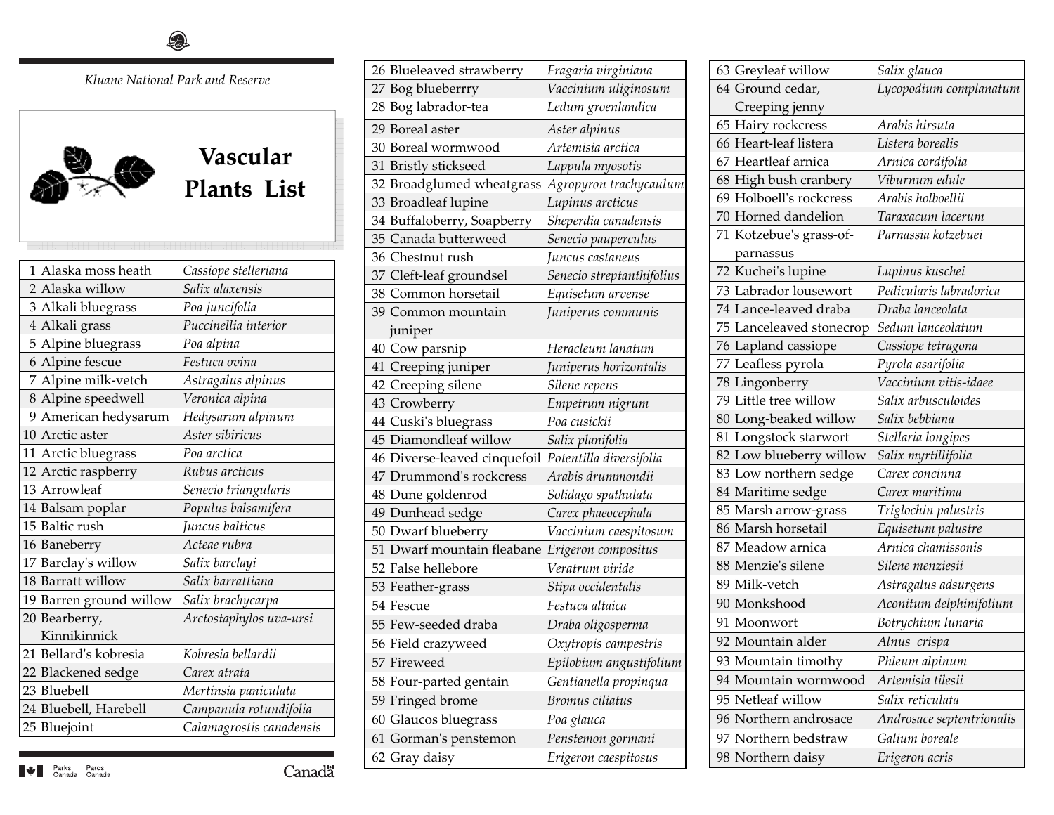Kluane National Park and Reserve

# Vascular Plants List

| No. | Common name | Scientific name |
|---|---|---|
| 1 | Alaska moss heath | *Cassiope stelleriana* |
| 2 | Alaska willow | *Salix alaxensis* |
| 3 | Alkali bluegrass | *Poa juncifolia* |
| 4 | Alkali grass | *Puccinellia interior* |
| 5 | Alpine bluegrass | *Poa alpina* |
| 6 | Alpine fescue | *Festuca ovina* |
| 7 | Alpine milk-vetch | *Astragalus alpinus* |
| 8 | Alpine speedwell | *Veronica alpina* |
| 9 | American hedysarum | *Hedysarum alpinum* |
| 10 | Arctic aster | *Aster sibiricus* |
| 11 | Arctic bluegrass | *Poa arctica* |
| 12 | Arctic raspberry | *Rubus arcticus* |
| 13 | Arrowleaf | *Senecio triangularis* |
| 14 | Balsam poplar | *Populus balsamifera* |
| 15 | Baltic rush | *Juncus balticus* |
| 16 | Baneberry | *Acteae rubra* |
| 17 | Barclay's willow | *Salix barclayi* |
| 18 | Barratt willow | *Salix barrattiana* |
| 19 | Barren ground willow | *Salix brachycarpa* |
| 20 | Bearberry, Kinnikinnick | *Arctostaphylos uva-ursi* |
| 21 | Bellard's kobresia | *Kobresia bellardii* |
| 22 | Blackened sedge | *Carex atrata* |
| 23 | Bluebell | *Mertinsia paniculata* |
| 24 | Bluebell, Harebell | *Campanula rotundifolia* |
| 25 | Bluejoint | *Calamagrostis canadensis* |
| 26 | Blueleaved strawberry | *Fragaria virginiana* |
| 27 | Bog blueberrry | *Vaccinium uliginosum* |
| 28 | Bog labrador-tea | *Ledum groenlandica* |
| 29 | Boreal aster | *Aster alpinus* |
| 30 | Boreal wormwood | *Artemisia arctica* |
| 31 | Bristly stickseed | *Lappula myosotis* |
| 32 | Broadglumed wheatgrass | *Agropyron trachycaulum* |
| 33 | Broadleaf lupine | *Lupinus arcticus* |
| 34 | Buffaloberry, Soapberry | *Shepherdia canadensis* |
| 35 | Canada butterweed | *Senecio pauperculus* |
| 36 | Chestnut rush | *Juncus castaneus* |
| 37 | Cleft-leaf groundsel | *Senecio streptanthifolius* |
| 38 | Common horsetail | *Equisetum arvense* |
| 39 | Common mountain juniper | *Juniperus communis* |
| 40 | Cow parsnip | *Heracleum lanatum* |
| 41 | Creeping juniper | *Juniperus horizontalis* |
| 42 | Creeping silene | *Silene repens* |
| 43 | Crowberry | *Empetrum nigrum* |
| 44 | Cuski's bluegrass | *Poa cusickii* |
| 45 | Diamondleaf willow | *Salix planifolia* |
| 46 | Diverse-leaved cinquefoil | *Potentilla diversifolia* |
| 47 | Drummond's rockcress | *Arabis drummondii* |
| 48 | Dune goldenrod | *Solidago spathulata* |
| 49 | Dunhead sedge | *Carex phaeocephala* |
| 50 | Dwarf blueberry | *Vaccinium caespitosum* |
| 51 | Dwarf mountain fleabane | *Erigeron compositus* |
| 52 | False hellebore | *Veratrum viride* |
| 53 | Feather-grass | *Stipa occidentalis* |
| 54 | Fescue | *Festuca altaica* |
| 55 | Few-seeded draba | *Draba oligosperma* |
| 56 | Field crazyweed | *Oxytropis campestris* |
| 57 | Fireweed | *Epilobium angustifolium* |
| 58 | Four-parted gentain | *Gentianella propinqua* |
| 59 | Fringed brome | *Bromus ciliatus* |
| 60 | Glaucos bluegrass | *Poa glauca* |
| 61 | Gorman's penstemon | *Penstemon gormani* |
| 62 | Gray daisy | *Erigeron caespitosus* |
| 63 | Greyleaf willow | *Salix glauca* |
| 64 | Ground cedar, Creeping jenny | *Lycopodium complanatum* |
| 65 | Hairy rockcress | *Arabis hirsuta* |
| 66 | Heart-leaf listera | *Listera borealis* |
| 67 | Heartleaf arnica | *Arnica cordifolia* |
| 68 | High bush cranbery | *Viburnum edule* |
| 69 | Holboell's rockcress | *Arabis holboellii* |
| 70 | Horned dandelion | *Taraxacum lacerum* |
| 71 | Kotzebue's grass-of-parnassus | *Parnassia kotzebuei* |
| 72 | Kuchei's lupine | *Lupinus kuschei* |
| 73 | Labrador lousewort | *Pedicularis labradorica* |
| 74 | Lance-leaved draba | *Draba lanceolata* |
| 75 | Lanceleaved stonecrop | *Sedum lanceolatum* |
| 76 | Lapland cassiope | *Cassiope tetragona* |
| 77 | Leafless pyrola | *Pyrola asarifolia* |
| 78 | Lingonberry | *Vaccinium vitis-idaee* |
| 79 | Little tree willow | *Salix arbusculoides* |
| 80 | Long-beaked willow | *Salix bebbiana* |
| 81 | Longstock starwort | *Stellaria longipes* |
| 82 | Low blueberry willow | *Salix myrtillifolia* |
| 83 | Low northern sedge | *Carex concinna* |
| 84 | Maritime sedge | *Carex maritima* |
| 85 | Marsh arrow-grass | *Triglochin palustris* |
| 86 | Marsh horsetail | *Equisetum palustre* |
| 87 | Meadow arnica | *Arnica chamissonis* |
| 88 | Menzie's silene | *Silene menziesii* |
| 89 | Milk-vetch | *Astragalus adsurgens* |
| 90 | Monkshood | *Aconitum delphinifolium* |
| 91 | Moonwort | *Botrychium lunaria* |
| 92 | Mountain alder | *Alnus crispa* |
| 93 | Mountain timothy | *Phleum alpinum* |
| 94 | Mountain wormwood | *Artemisia tilesii* |
| 95 | Netleaf willow | *Salix reticulata* |
| 96 | Northern androsace | *Androsace septentrionalis* |
| 97 | Northern bedstraw | *Galium boreale* |
| 98 | Northern daisy | *Erigeron acris* |

Parks Canada Parcs Canada

Canada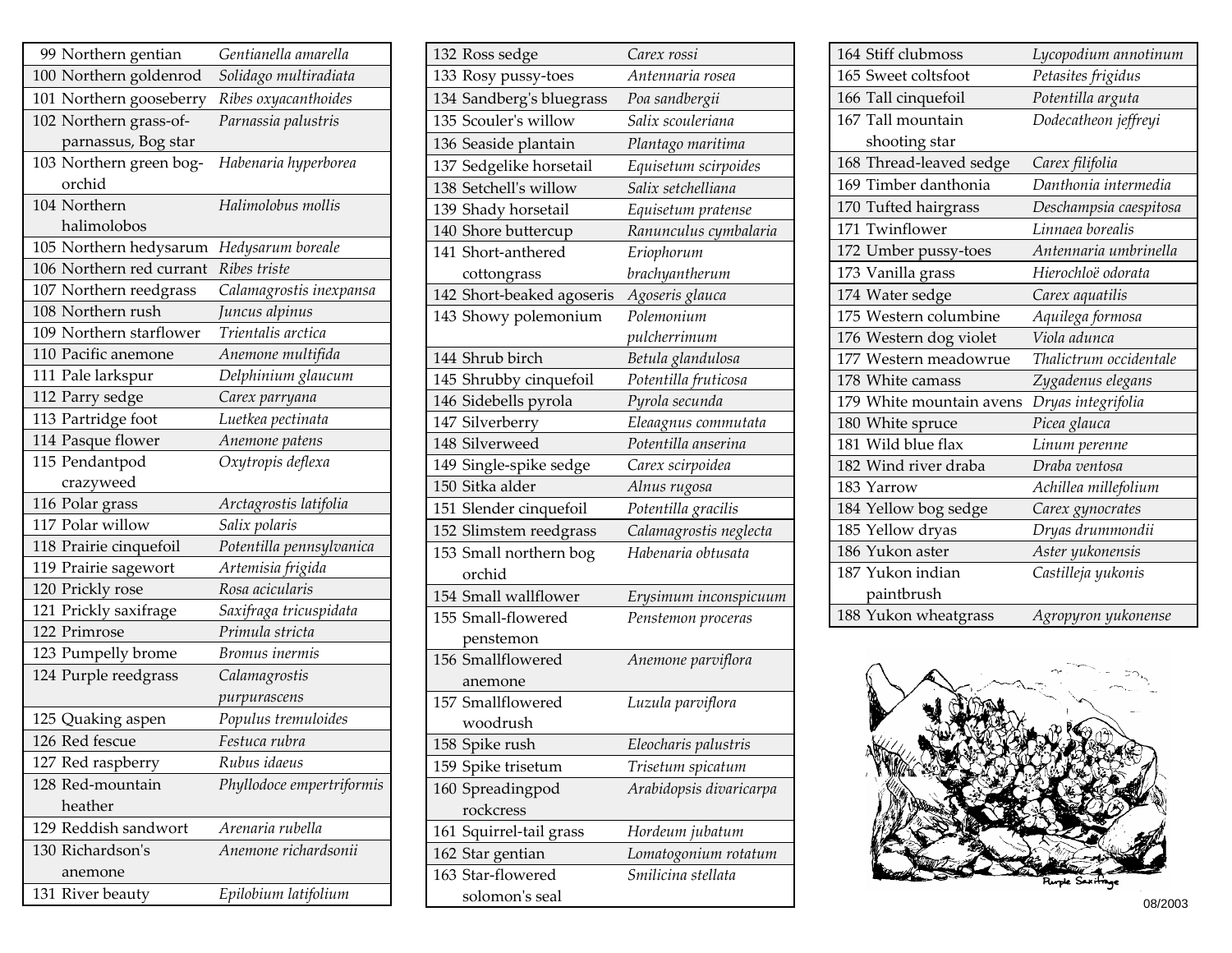| | | |
|---|---|---|
| 99 | Northern gentian | *Gentianella amarella* |
| 100 | Northern goldenrod | *Solidago multiradiata* |
| 101 | Northern gooseberry | *Ribes oxyacanthoides* |
| 102 | Northern grass-of-parnassus, Bog star | *Parnassia palustris* |
| 103 | Northern green bog-orchid | *Habenaria hyperborea* |
| 104 | Northern halimolobos | *Halimolobus mollis* |
| 105 | Northern hedysarum | *Hedysarum boreale* |
| 106 | Northern red currant | *Ribes triste* |
| 107 | Northern reedgrass | *Calamagrostis inexpansa* |
| 108 | Northern rush | *Juncus alpinus* |
| 109 | Northern starflower | *Trientalis arctica* |
| 110 | Pacific anemone | *Anemone multifida* |
| 111 | Pale larkspur | *Delphinium glaucum* |
| 112 | Parry sedge | *Carex parryana* |
| 113 | Partridge foot | *Luetkea pectinata* |
| 114 | Pasque flower | *Anemone patens* |
| 115 | Pendantpod crazyweed | *Oxytropis deflexa* |
| 116 | Polar grass | *Arctagrostis latifolia* |
| 117 | Polar willow | *Salix polaris* |
| 118 | Prairie cinquefoil | *Potentilla pennsylvanica* |
| 119 | Prairie sagewort | *Artemisia frigida* |
| 120 | Prickly rose | *Rosa acicularis* |
| 121 | Prickly saxifrage | *Saxifraga tricuspidata* |
| 122 | Primrose | *Primula stricta* |
| 123 | Pumpelly brome | *Bromus inermis* |
| 124 | Purple reedgrass | *Calamagrostis purpurascens* |
| 125 | Quaking aspen | *Populus tremuloides* |
| 126 | Red fescue | *Festuca rubra* |
| 127 | Red raspberry | *Rubus idaeus* |
| 128 | Red-mountain heather | *Phyllodoce empertriformis* |
| 129 | Reddish sandwort | *Arenaria rubella* |
| 130 | Richardson's anemone | *Anemone richardsonii* |
| 131 | River beauty | *Epilobium latifolium* |
| 132 | Ross sedge | *Carex rossi* |
| 133 | Rosy pussy-toes | *Antennaria rosea* |
| 134 | Sandberg's bluegrass | *Poa sandbergii* |
| 135 | Scouler's willow | *Salix scouleriana* |
| 136 | Seaside plantain | *Plantago maritima* |
| 137 | Sedgelike horsetail | *Equisetum scirpoides* |
| 138 | Setchell's willow | *Salix setchelliana* |
| 139 | Shady horsetail | *Equisetum pratense* |
| 140 | Shore buttercup | *Ranunculus cymbalaria* |
| 141 | Short-anthered cottongrass | *Eriophorum brachyantherum* |
| 142 | Short-beaked agoseris | *Agoseris glauca* |
| 143 | Showy polemonium | *Polemonium pulcherrimum* |
| 144 | Shrub birch | *Betula glandulosa* |
| 145 | Shrubby cinquefoil | *Potentilla fruticosa* |
| 146 | Sidebells pyrola | *Pyrola secunda* |
| 147 | Silverberry | *Eleaagnus commutata* |
| 148 | Silverweed | *Potentilla anserina* |
| 149 | Single-spike sedge | *Carex scirpoidea* |
| 150 | Sitka alder | *Alnus rugosa* |
| 151 | Slender cinquefoil | *Potentilla gracilis* |
| 152 | Slimstem reedgrass | *Calamagrostis neglecta* |
| 153 | Small northern bog orchid | *Habenaria obtusata* |
| 154 | Small wallflower | *Erysimum inconspicuum* |
| 155 | Small-flowered penstemon | *Penstemon proceras* |
| 156 | Smallflowered anemone | *Anemone parviflora* |
| 157 | Smallflowered woodrush | *Luzula parviflora* |
| 158 | Spike rush | *Eleocharis palustris* |
| 159 | Spike trisetum | *Trisetum spicatum* |
| 160 | Spreadingpod rockcress | *Arabidopsis divaricarpa* |
| 161 | Squirrel-tail grass | *Hordeum jubatum* |
| 162 | Star gentian | *Lomatogonium rotatum* |
| 163 | Star-flowered solomon's seal | *Smilicina stellata* |
| 164 | Stiff clubmoss | *Lycopodium annotinum* |
| 165 | Sweet coltsfoot | *Petasites frigidus* |
| 166 | Tall cinquefoil | *Potentilla arguta* |
| 167 | Tall mountain shooting star | *Dodecatheon jeffreyi* |
| 168 | Thread-leaved sedge | *Carex filifolia* |
| 169 | Timber danthonia | *Danthonia intermedia* |
| 170 | Tufted hairgrass | *Deschampsia caespitosa* |
| 171 | Twinflower | *Linnaea borealis* |
| 172 | Umber pussy-toes | *Antennaria umbrinella* |
| 173 | Vanilla grass | *Hierochloë odorata* |
| 174 | Water sedge | *Carex aquatilis* |
| 175 | Western columbine | *Aquilega formosa* |
| 176 | Western dog violet | *Viola adunca* |
| 177 | Western meadowrue | *Thalictrum occidentale* |
| 178 | White camass | *Zygadenus elegans* |
| 179 | White mountain avens | *Dryas integrifolia* |
| 180 | White spruce | *Picea glauca* |
| 181 | Wild blue flax | *Linum perenne* |
| 182 | Wind river draba | *Draba ventosa* |
| 183 | Yarrow | *Achillea millefolium* |
| 184 | Yellow bog sedge | *Carex gynocrates* |
| 185 | Yellow dryas | *Dryas drummondii* |
| 186 | Yukon aster | *Aster yukonensis* |
| 187 | Yukon indian paintbrush | *Castilleja yukonis* |
| 188 | Yukon wheatgrass | *Agropyron yukonense* |

Purple Saxifrage

08/2003